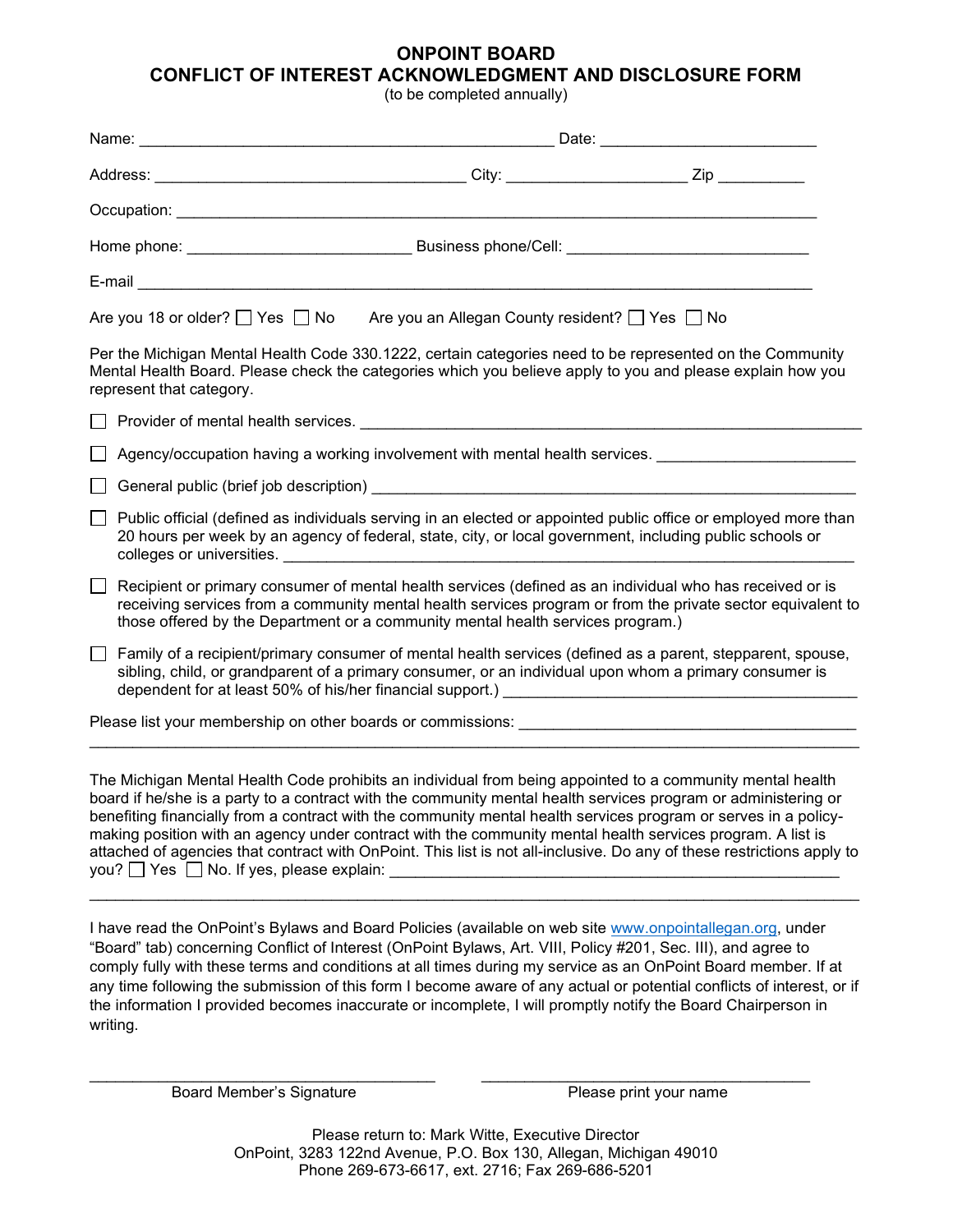# ONPOINT BOARD
## CONFLICT OF INTEREST ACKNOWLEDGMENT AND DISCLOSURE FORM

(to be completed annually)

Name: ______________________________________________ Date: ________________________

Address: ___________________________________ City: ____________________ Zip __________

Occupation: ___________________________________________________________________________

Home phone: _________________________ Business phone/Cell: ___________________________

E-mail ________________________________________________________________________________

Are you 18 or older? ☐ Yes ☐ No     Are you an Allegan County resident? ☐ Yes ☐ No

Per the Michigan Mental Health Code 330.1222, certain categories need to be represented on the Community Mental Health Board. Please check the categories which you believe apply to you and please explain how you represent that category.

☐ Provider of mental health services. ________________________________________________________

☐ Agency/occupation having a working involvement with mental health services. ______________________

☐ General public (brief job description) ______________________________________________________

☐ Public official (defined as individuals serving in an elected or appointed public office or employed more than 20 hours per week by an agency of federal, state, city, or local government, including public schools or colleges or universities. ________________________________________________________________

☐ Recipient or primary consumer of mental health services (defined as an individual who has received or is receiving services from a community mental health services program or from the private sector equivalent to those offered by the Department or a community mental health services program.)

☐ Family of a recipient/primary consumer of mental health services (defined as a parent, stepparent, spouse, sibling, child, or grandparent of a primary consumer, or an individual upon whom a primary consumer is dependent for at least 50% of his/her financial support.) _______________________________________

Please list your membership on other boards or commissions: _______________________________________

_______________________________________________________________________________________

The Michigan Mental Health Code prohibits an individual from being appointed to a community mental health board if he/she is a party to a contract with the community mental health services program or administering or benefiting financially from a contract with the community mental health services program or serves in a policy-making position with an agency under contract with the community mental health services program. A list is attached of agencies that contract with OnPoint. This list is not all-inclusive. Do any of these restrictions apply to you? ☐ Yes ☐ No. If yes, please explain: _____________________________________________________

_______________________________________________________________________________________

I have read the OnPoint's Bylaws and Board Policies (available on web site www.onpointallegan.org, under "Board" tab) concerning Conflict of Interest (OnPoint Bylaws, Art. VIII, Policy #201, Sec. III), and agree to comply fully with these terms and conditions at all times during my service as an OnPoint Board member. If at any time following the submission of this form I become aware of any actual or potential conflicts of interest, or if the information I provided becomes inaccurate or incomplete, I will promptly notify the Board Chairperson in writing.

______________________________________          ______________________________________
Board Member's Signature                                        Please print your name

Please return to: Mark Witte, Executive Director
OnPoint, 3283 122nd Avenue, P.O. Box 130, Allegan, Michigan 49010
Phone 269-673-6617, ext. 2716; Fax 269-686-5201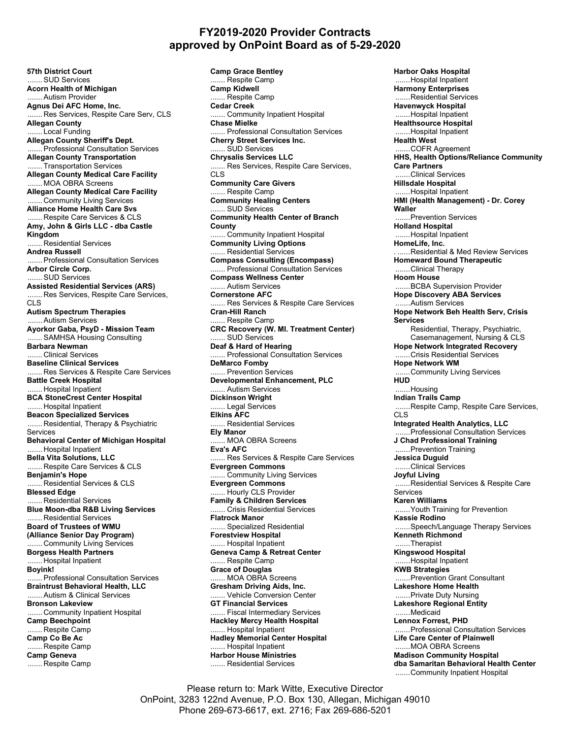# FY2019-2020 Provider Contracts approved by OnPoint Board as of 5-29-2020

**57th District Court**
....... SUD Services
**Acorn Health of Michigan**
....... Autism Provider
**Agnus Dei AFC Home, Inc.**
....... Res Services, Respite Care Serv, CLS
**Allegan County**
....... Local Funding
**Allegan County Sheriff's Dept.**
....... Professional Consultation Services
**Allegan County Transportation**
....... Transportation Services
**Allegan County Medical Care Facility**
....... MOA OBRA Screens
**Allegan County Medical Care Facility**
....... Community Living Services
**Alliance Home Health Care Svs**
....... Respite Care Services & CLS
**Amy, John & Girls LLC - dba Castle Kingdom**
....... Residential Services
**Andrea Russell**
....... Professional Consultation Services
**Arbor Circle Corp.**
....... SUD Services
**Assisted Residential Services (ARS)**
....... Res Services, Respite Care Services, CLS
**Autism Spectrum Therapies**
....... Autism Services
**Ayorkor Gaba, PsyD - Mission Team**
....... SAMHSA Housing Consulting
**Barbara Newman**
....... Clinical Services
**Baseline Clinical Services**
....... Res Services & Respite Care Services
**Battle Creek Hospital**
....... Hospital Inpatient
**BCA StoneCrest Center Hospital**
....... Hospital Inpatient
**Beacon Specialized Services**
....... Residential, Therapy & Psychiatric Services
**Behavioral Center of Michigan Hospital**
....... Hospital Inpatient
**Bella Vita Solutions, LLC**
....... Respite Care Services & CLS
**Benjamin's Hope**
....... Residential Services & CLS
**Blessed Edge**
....... Residential Services
**Blue Moon-dba R&B Living Services**
....... Residential Services
**Board of Trustees of WMU (Alliance Senior Day Program)**
....... Community Living Services
**Borgess Health Partners**
....... Hospital Inpatient
**Boyink!**
....... Professional Consultation Services
**Braintrust Behavioral Health, LLC**
....... Autism & Clinical Services
**Bronson Lakeview**
....... Community Inpatient Hospital
**Camp Beechpoint**
....... Respite Camp
**Camp Co Be Ac**
....... Respite Camp
**Camp Geneva**
....... Respite Camp
**Camp Grace Bentley**
....... Respite Camp
**Camp Kidwell**
....... Respite Camp
**Cedar Creek**
....... Community Inpatient Hospital
**Chase Mielke**
....... Professional Consultation Services
**Cherry Street Services Inc.**
....... SUD Services
**Chrysalis Services LLC**
....... Res Services, Respite Care Services, CLS
**Community Care Givers**
....... Respite Camp
**Community Healing Centers**
....... SUD Services
**Community Health Center of Branch County**
....... Community Inpatient Hospital
**Community Living Options**
....... Residential Services
**Compass Consulting (Encompass)**
....... Professional Consultation Services
**Compass Wellness Center**
....... Autism Services
**Cornerstone AFC**
....... Res Services & Respite Care Services
**Cran-Hill Ranch**
....... Respite Camp
**CRC Recovery (W. MI. Treatment Center)**
....... SUD Services
**Deaf & Hard of Hearing**
....... Professional Consultation Services
**DeMarco Fomby**
....... Prevention Services
**Developmental Enhancement, PLC**
....... Autism Services
**Dickinson Wright**
....... Legal Services
**Elkins AFC**
....... Residential Services
**Ely Manor**
....... MOA OBRA Screens
**Eva's AFC**
....... Res Services & Respite Care Services
**Evergreen Commons**
....... Community Living Services
**Evergreen Commons**
....... Hourly CLS Provider
**Family & Children Services**
....... Crisis Residential Services
**Flatrock Manor**
....... Specialized Residential
**Forestview Hospital**
....... Hospital Inpatient
**Geneva Camp & Retreat Center**
....... Respite Camp
**Grace of Douglas**
....... MOA OBRA Screens
**Gresham Driving Aids, Inc.**
....... Vehicle Conversion Center
**GT Financial Services**
....... Fiscal Intermediary Services
**Hackley Mercy Health Hospital**
....... Hospital Inpatient
**Hadley Memorial Center Hospital**
....... Hospital Inpatient
**Harbor House Ministries**
....... Residential Services
**Harbor Oaks Hospital**
....... Hospital Inpatient
**Harmony Enterprises**
....... Residential Services
**Havenwyck Hospital**
....... Hospital Inpatient
**Healthsource Hospital**
....... Hospital Inpatient
**Health West**
....... COFR Agreement
**HHS, Health Options/Reliance Community Care Partners**
....... Clinical Services
**Hillsdale Hospital**
....... Hospital Inpatient
**HMI (Health Management) - Dr. Corey Waller**
....... Prevention Services
**Holland Hospital**
....... Hospital Inpatient
**HomeLife, Inc.**
. ...... Residential & Med Review Services
**Homeward Bound Therapeutic**
....... Clinical Therapy
**Hoom House**
....... BCBA Supervision Provider
**Hope Discovery ABA Services**
....... Autism Services
**Hope Network Beh Health Serv, Crisis Services**
Residential, Therapy, Psychiatric, Casemanagement, Nursing & CLS
**Hope Network Integrated Recovery**
....... Crisis Residential Services
**Hope Network WM**
....... Community Living Services
**HUD**
....... Housing
**Indian Trails Camp**
....... Respite Camp, Respite Care Services, CLS
**Integrated Health Analytics, LLC**
....... Professional Consultation Services
**J Chad Professional Training**
....... Prevention Training
**Jessica Duguid**
....... Clinical Services
**Joyful Living**
....... Residential Services & Respite Care Services
**Karen Williams**
....... Youth Training for Prevention
**Kassie Rodino**
....... Speech/Language Therapy Services
**Kenneth Richmond**
....... Therapist
**Kingswood Hospital**
....... Hospital Inpatient
**KWB Strategies**
....... Prevention Grant Consultant
**Lakeshore Home Health**
....... Private Duty Nursing
**Lakeshore Regional Entity**
....... Medicaid
**Lennox Forrest, PHD**
....... Professional Consultation Services
**Life Care Center of Plainwell**
....... MOA OBRA Screens
**Madison Community Hospital dba Samaritan Behavioral Health Center**
....... Community Inpatient Hospital

Please return to: Mark Witte, Executive Director
OnPoint, 3283 122nd Avenue, P.O. Box 130, Allegan, Michigan 49010
Phone 269-673-6617, ext. 2716; Fax 269-686-5201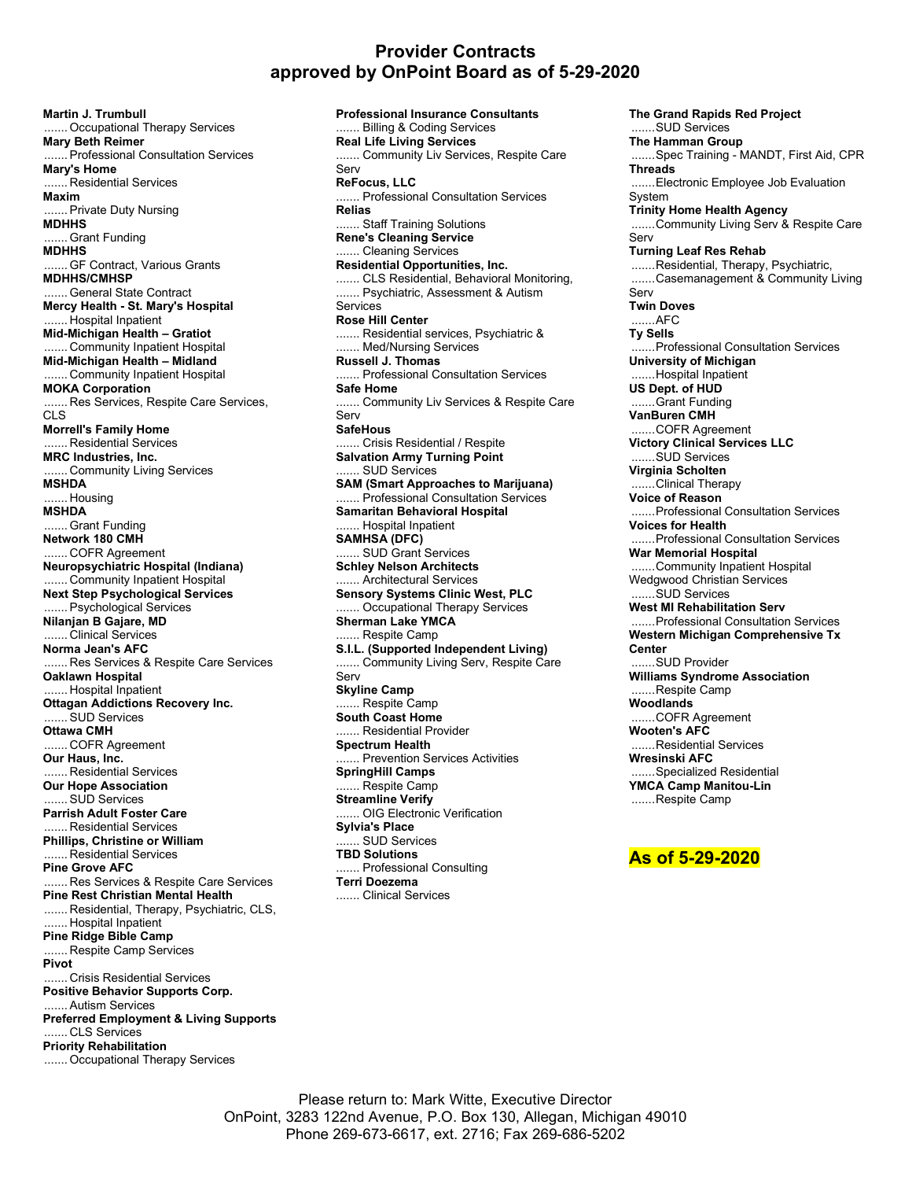# Provider Contracts
# approved by OnPoint Board as of 5-29-2020

**Martin J. Trumbull**
....... Occupational Therapy Services
**Mary Beth Reimer**
....... Professional Consultation Services
**Mary's Home**
....... Residential Services
**Maxim**
....... Private Duty Nursing
**MDHHS**
....... Grant Funding
**MDHHS**
....... GF Contract, Various Grants
**MDHHS/CMHSP**
....... General State Contract
**Mercy Health - St. Mary's Hospital**
....... Hospital Inpatient
**Mid-Michigan Health – Gratiot**
....... Community Inpatient Hospital
**Mid-Michigan Health – Midland**
....... Community Inpatient Hospital
**MOKA Corporation**
....... Res Services, Respite Care Services, CLS
**Morrell's Family Home**
....... Residential Services
**MRC Industries, Inc.**
....... Community Living Services
**MSHDA**
....... Housing
**MSHDA**
....... Grant Funding
**Network 180 CMH**
....... COFR Agreement
**Neuropsychiatric Hospital (Indiana)**
....... Community Inpatient Hospital
**Next Step Psychological Services**
....... Psychological Services
**Nilanjan B Gajare, MD**
....... Clinical Services
**Norma Jean's AFC**
....... Res Services & Respite Care Services
**Oaklawn Hospital**
....... Hospital Inpatient
**Ottagan Addictions Recovery Inc.**
....... SUD Services
**Ottawa CMH**
....... COFR Agreement
**Our Haus, Inc.**
....... Residential Services
**Our Hope Association**
....... SUD Services
**Parrish Adult Foster Care**
....... Residential Services
**Phillips, Christine or William**
....... Residential Services
**Pine Grove AFC**
....... Res Services & Respite Care Services
**Pine Rest Christian Mental Health**
....... Residential, Therapy, Psychiatric, CLS,
....... Hospital Inpatient
**Pine Ridge Bible Camp**
....... Respite Camp Services
**Pivot**
....... Crisis Residential Services
**Positive Behavior Supports Corp.**
....... Autism Services
**Preferred Employment & Living Supports**
....... CLS Services
**Priority Rehabilitation**
....... Occupational Therapy Services
**Professional Insurance Consultants**
....... Billing & Coding Services
**Real Life Living Services**
....... Community Liv Services, Respite Care Serv
**ReFocus, LLC**
....... Professional Consultation Services
**Relias**
....... Staff Training Solutions
**Rene's Cleaning Service**
....... Cleaning Services
**Residential Opportunities, Inc.**
....... CLS Residential, Behavioral Monitoring,
....... Psychiatric, Assessment & Autism Services
**Rose Hill Center**
....... Residential services, Psychiatric &
....... Med/Nursing Services
**Russell J. Thomas**
....... Professional Consultation Services
**Safe Home**
....... Community Liv Services & Respite Care Serv
**SafeHous**
....... Crisis Residential / Respite
**Salvation Army Turning Point**
....... SUD Services
**SAM (Smart Approaches to Marijuana)**
....... Professional Consultation Services
**Samaritan Behavioral Hospital**
....... Hospital Inpatient
**SAMHSA (DFC)**
....... SUD Grant Services
**Schley Nelson Architects**
....... Architectural Services
**Sensory Systems Clinic West, PLC**
....... Occupational Therapy Services
**Sherman Lake YMCA**
....... Respite Camp
**S.I.L. (Supported Independent Living)**
....... Community Living Serv, Respite Care Serv
**Skyline Camp**
....... Respite Camp
**South Coast Home**
....... Residential Provider
**Spectrum Health**
....... Prevention Services Activities
**SpringHill Camps**
....... Respite Camp
**Streamline Verify**
....... OIG Electronic Verification
**Sylvia's Place**
....... SUD Services
**TBD Solutions**
....... Professional Consulting
**Terri Doezema**
....... Clinical Services
**The Grand Rapids Red Project**
.......SUD Services
**The Hamman Group**
.......Spec Training - MANDT, First Aid, CPR
**Threads**
.......Electronic Employee Job Evaluation System
**Trinity Home Health Agency**
.......Community Living Serv & Respite Care Serv
**Turning Leaf Res Rehab**
.......Residential, Therapy, Psychiatric,
.......Casemanagement & Community Living Serv
**Twin Doves**
.......AFC
**Ty Sells**
.......Professional Consultation Services
**University of Michigan**
.......Hospital Inpatient
**US Dept. of HUD**
.......Grant Funding
**VanBuren CMH**
.......COFR Agreement
**Victory Clinical Services LLC**
.......SUD Services
**Virginia Scholten**
.......Clinical Therapy
**Voice of Reason**
.......Professional Consultation Services
**Voices for Health**
.......Professional Consultation Services
**War Memorial Hospital**
.......Community Inpatient Hospital
Wedgwood Christian Services
.......SUD Services
**West MI Rehabilitation Serv**
.......Professional Consultation Services
**Western Michigan Comprehensive Tx Center**
.......SUD Provider
**Williams Syndrome Association**
.......Respite Camp
**Woodlands**
.......COFR Agreement
**Wooten's AFC**
.......Residential Services
**Wresinski AFC**
.......Specialized Residential
**YMCA Camp Manitou-Lin**
.......Respite Camp

**As of 5-29-2020**

Please return to: Mark Witte, Executive Director
OnPoint, 3283 122nd Avenue, P.O. Box 130, Allegan, Michigan 49010
Phone 269-673-6617, ext. 2716; Fax 269-686-5202